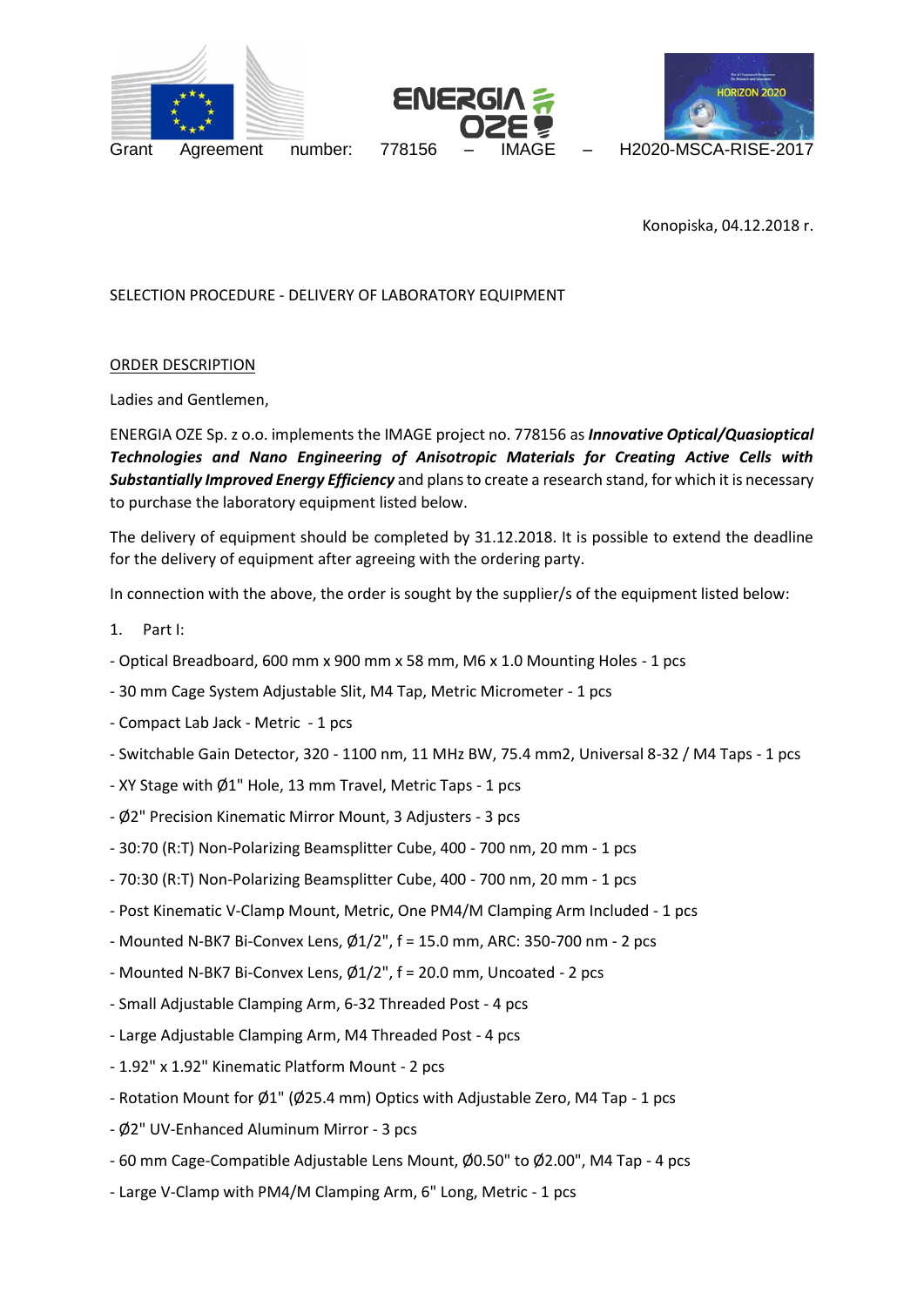Grant Agreement number: 778156 – IMAGE – H2020-MSCA-RISE-2017

Konopiska, 04.12.2018 r.

SELECTION PROCEDURE - DELIVERY OF LABORATORY EQUIPMENT

ORDER DESCRIPTION

Ladies and Gentlemen,

ENERGIA OZE Sp. z o.o. implements the IMAGE project no. 778156 as ***Innovative Optical/Quasioptical Technologies and Nano Engineering of Anisotropic Materials for Creating Active Cells with Substantially Improved Energy Efficiency*** and plans to create a research stand, for which it is necessary to purchase the laboratory equipment listed below.

The delivery of equipment should be completed by 31.12.2018. It is possible to extend the deadline for the delivery of equipment after agreeing with the ordering party.

In connection with the above, the order is sought by the supplier/s of the equipment listed below:

1. Part I:

- Optical Breadboard, 600 mm x 900 mm x 58 mm, M6 x 1.0 Mounting Holes - 1 pcs
- 30 mm Cage System Adjustable Slit, M4 Tap, Metric Micrometer - 1 pcs
- Compact Lab Jack - Metric - 1 pcs
- Switchable Gain Detector, 320 - 1100 nm, 11 MHz BW, 75.4 mm2, Universal 8-32 / M4 Taps - 1 pcs
- XY Stage with Ø1" Hole, 13 mm Travel, Metric Taps - 1 pcs
- Ø2" Precision Kinematic Mirror Mount, 3 Adjusters - 3 pcs
- 30:70 (R:T) Non-Polarizing Beamsplitter Cube, 400 - 700 nm, 20 mm - 1 pcs
- 70:30 (R:T) Non-Polarizing Beamsplitter Cube, 400 - 700 nm, 20 mm - 1 pcs
- Post Kinematic V-Clamp Mount, Metric, One PM4/M Clamping Arm Included - 1 pcs
- Mounted N-BK7 Bi-Convex Lens, Ø1/2", f = 15.0 mm, ARC: 350-700 nm - 2 pcs
- Mounted N-BK7 Bi-Convex Lens, Ø1/2", f = 20.0 mm, Uncoated - 2 pcs
- Small Adjustable Clamping Arm, 6-32 Threaded Post - 4 pcs
- Large Adjustable Clamping Arm, M4 Threaded Post - 4 pcs
- 1.92" x 1.92" Kinematic Platform Mount - 2 pcs
- Rotation Mount for Ø1" (Ø25.4 mm) Optics with Adjustable Zero, M4 Tap - 1 pcs
- Ø2" UV-Enhanced Aluminum Mirror - 3 pcs
- 60 mm Cage-Compatible Adjustable Lens Mount, Ø0.50" to Ø2.00", M4 Tap - 4 pcs
- Large V-Clamp with PM4/M Clamping Arm, 6" Long, Metric - 1 pcs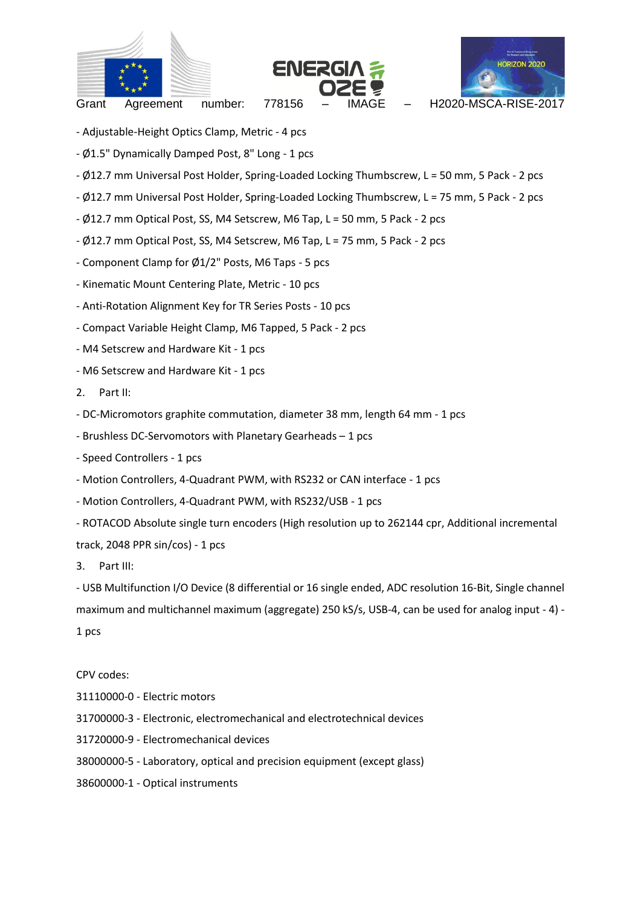- Adjustable-Height Optics Clamp, Metric - 4 pcs
- Ø1.5" Dynamically Damped Post, 8" Long - 1 pcs
- Ø12.7 mm Universal Post Holder, Spring-Loaded Locking Thumbscrew, L = 50 mm, 5 Pack - 2 pcs
- Ø12.7 mm Universal Post Holder, Spring-Loaded Locking Thumbscrew, L = 75 mm, 5 Pack - 2 pcs
- Ø12.7 mm Optical Post, SS, M4 Setscrew, M6 Tap, L = 50 mm, 5 Pack - 2 pcs
- Ø12.7 mm Optical Post, SS, M4 Setscrew, M6 Tap, L = 75 mm, 5 Pack - 2 pcs
- Component Clamp for Ø1/2" Posts, M6 Taps - 5 pcs
- Kinematic Mount Centering Plate, Metric - 10 pcs
- Anti-Rotation Alignment Key for TR Series Posts - 10 pcs
- Compact Variable Height Clamp, M6 Tapped, 5 Pack - 2 pcs
- M4 Setscrew and Hardware Kit - 1 pcs
- M6 Setscrew and Hardware Kit - 1 pcs

2. Part II:

- DC-Micromotors graphite commutation, diameter 38 mm, length 64 mm - 1 pcs
- Brushless DC-Servomotors with Planetary Gearheads – 1 pcs
- Speed Controllers - 1 pcs
- Motion Controllers, 4-Quadrant PWM, with RS232 or CAN interface - 1 pcs
- Motion Controllers, 4-Quadrant PWM, with RS232/USB - 1 pcs
- ROTACOD Absolute single turn encoders (High resolution up to 262144 cpr, Additional incremental track, 2048 PPR sin/cos) - 1 pcs

3. Part III:

- USB Multifunction I/O Device (8 differential or 16 single ended, ADC resolution 16-Bit, Single channel maximum and multichannel maximum (aggregate) 250 kS/s, USB-4, can be used for analog input - 4) - 1 pcs

CPV codes:

31110000-0 - Electric motors

31700000-3 - Electronic, electromechanical and electrotechnical devices

31720000-9 - Electromechanical devices

38000000-5 - Laboratory, optical and precision equipment (except glass)

38600000-1 - Optical instruments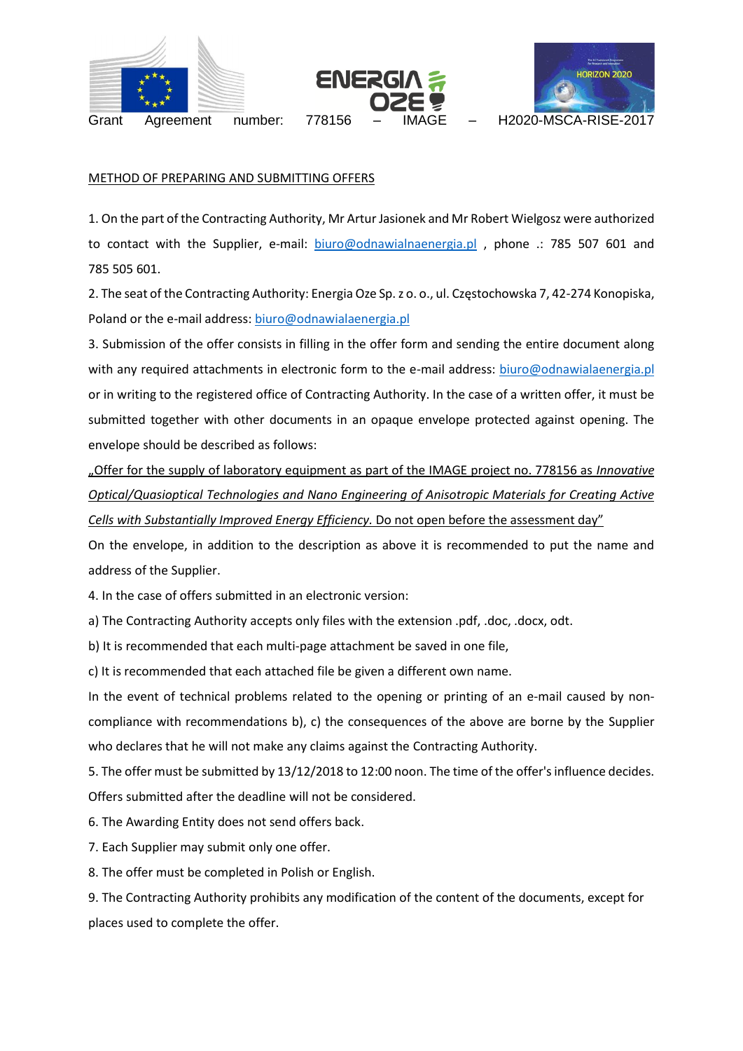Grant Agreement number: 778156 – IMAGE – H2020-MSCA-RISE-2017

<u>METHOD OF PREPARING AND SUBMITTING OFFERS</u>

1. On the part of the Contracting Authority, Mr Artur Jasionek and Mr Robert Wielgosz were authorized to contact with the Supplier, e-mail: biuro@odnawialnaenergia.pl , phone .: 785 507 601 and 785 505 601.

2. The seat of the Contracting Authority: Energia Oze Sp. z o. o., ul. Częstochowska 7, 42-274 Konopiska, Poland or the e-mail address: biuro@odnawialaenergia.pl

3. Submission of the offer consists in filling in the offer form and sending the entire document along with any required attachments in electronic form to the e-mail address: biuro@odnawialaenergia.pl or in writing to the registered office of Contracting Authority. In the case of a written offer, it must be submitted together with other documents in an opaque envelope protected against opening. The envelope should be described as follows:

<u>„Offer for the supply of laboratory equipment as part of the IMAGE project no. 778156 as *Innovative Optical/Quasioptical Technologies and Nano Engineering of Anisotropic Materials for Creating Active Cells with Substantially Improved Energy Efficiency*. Do not open before the assessment day”</u>

On the envelope, in addition to the description as above it is recommended to put the name and address of the Supplier.

4. In the case of offers submitted in an electronic version:

a) The Contracting Authority accepts only files with the extension .pdf, .doc, .docx, odt.

b) It is recommended that each multi-page attachment be saved in one file,

c) It is recommended that each attached file be given a different own name.

In the event of technical problems related to the opening or printing of an e-mail caused by non-compliance with recommendations b), c) the consequences of the above are borne by the Supplier who declares that he will not make any claims against the Contracting Authority.

5. The offer must be submitted by 13/12/2018 to 12:00 noon. The time of the offer's influence decides. Offers submitted after the deadline will not be considered.

6. The Awarding Entity does not send offers back.

7. Each Supplier may submit only one offer.

8. The offer must be completed in Polish or English.

9. The Contracting Authority prohibits any modification of the content of the documents, except for places used to complete the offer.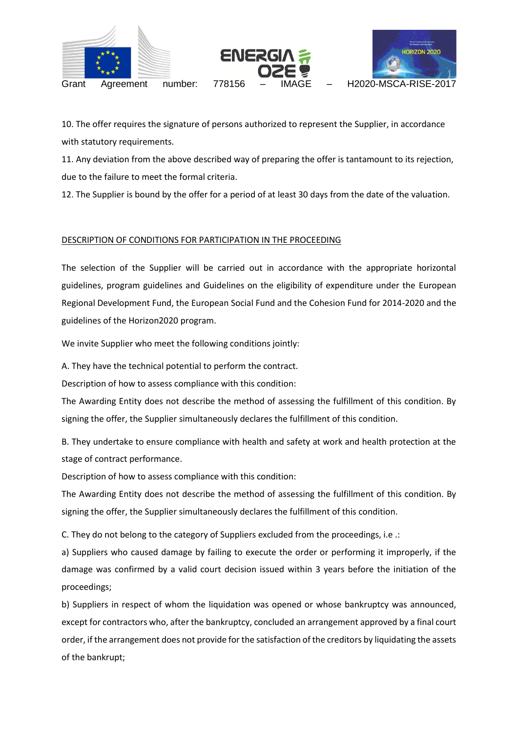10. The offer requires the signature of persons authorized to represent the Supplier, in accordance with statutory requirements.

11. Any deviation from the above described way of preparing the offer is tantamount to its rejection, due to the failure to meet the formal criteria.

12. The Supplier is bound by the offer for a period of at least 30 days from the date of the valuation.

## DESCRIPTION OF CONDITIONS FOR PARTICIPATION IN THE PROCEEDING

The selection of the Supplier will be carried out in accordance with the appropriate horizontal guidelines, program guidelines and Guidelines on the eligibility of expenditure under the European Regional Development Fund, the European Social Fund and the Cohesion Fund for 2014-2020 and the guidelines of the Horizon2020 program.

We invite Supplier who meet the following conditions jointly:

A. They have the technical potential to perform the contract.

Description of how to assess compliance with this condition:

The Awarding Entity does not describe the method of assessing the fulfillment of this condition. By signing the offer, the Supplier simultaneously declares the fulfillment of this condition.

B. They undertake to ensure compliance with health and safety at work and health protection at the stage of contract performance.

Description of how to assess compliance with this condition:

The Awarding Entity does not describe the method of assessing the fulfillment of this condition. By signing the offer, the Supplier simultaneously declares the fulfillment of this condition.

C. They do not belong to the category of Suppliers excluded from the proceedings, i.e .:

a) Suppliers who caused damage by failing to execute the order or performing it improperly, if the damage was confirmed by a valid court decision issued within 3 years before the initiation of the proceedings;

b) Suppliers in respect of whom the liquidation was opened or whose bankruptcy was announced, except for contractors who, after the bankruptcy, concluded an arrangement approved by a final court order, if the arrangement does not provide for the satisfaction of the creditors by liquidating the assets of the bankrupt;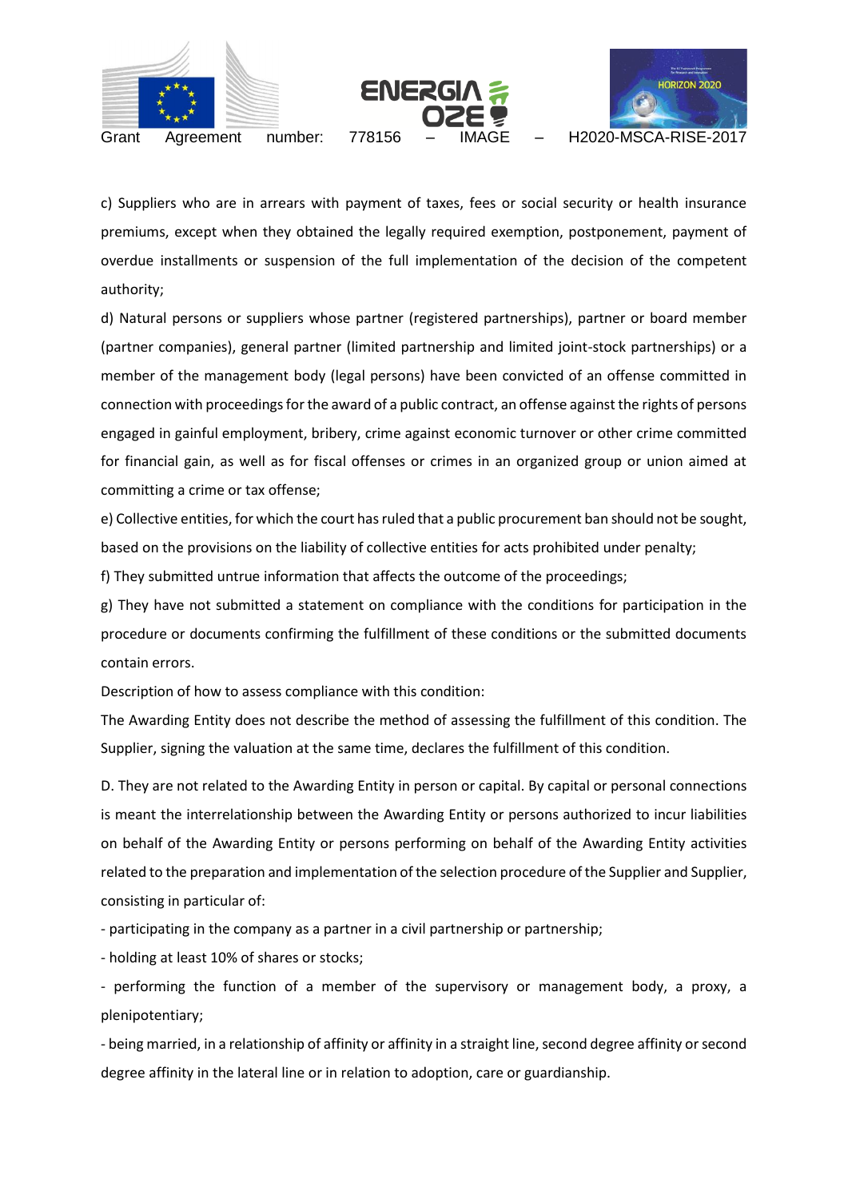c) Suppliers who are in arrears with payment of taxes, fees or social security or health insurance premiums, except when they obtained the legally required exemption, postponement, payment of overdue installments or suspension of the full implementation of the decision of the competent authority;

d) Natural persons or suppliers whose partner (registered partnerships), partner or board member (partner companies), general partner (limited partnership and limited joint-stock partnerships) or a member of the management body (legal persons) have been convicted of an offense committed in connection with proceedings for the award of a public contract, an offense against the rights of persons engaged in gainful employment, bribery, crime against economic turnover or other crime committed for financial gain, as well as for fiscal offenses or crimes in an organized group or union aimed at committing a crime or tax offense;

e) Collective entities, for which the court has ruled that a public procurement ban should not be sought, based on the provisions on the liability of collective entities for acts prohibited under penalty;

f) They submitted untrue information that affects the outcome of the proceedings;

g) They have not submitted a statement on compliance with the conditions for participation in the procedure or documents confirming the fulfillment of these conditions or the submitted documents contain errors.

Description of how to assess compliance with this condition:

The Awarding Entity does not describe the method of assessing the fulfillment of this condition. The Supplier, signing the valuation at the same time, declares the fulfillment of this condition.

D. They are not related to the Awarding Entity in person or capital. By capital or personal connections is meant the interrelationship between the Awarding Entity or persons authorized to incur liabilities on behalf of the Awarding Entity or persons performing on behalf of the Awarding Entity activities related to the preparation and implementation of the selection procedure of the Supplier and Supplier, consisting in particular of:

- participating in the company as a partner in a civil partnership or partnership;
- holding at least 10% of shares or stocks;
- performing the function of a member of the supervisory or management body, a proxy, a plenipotentiary;
- being married, in a relationship of affinity or affinity in a straight line, second degree affinity or second degree affinity in the lateral line or in relation to adoption, care or guardianship.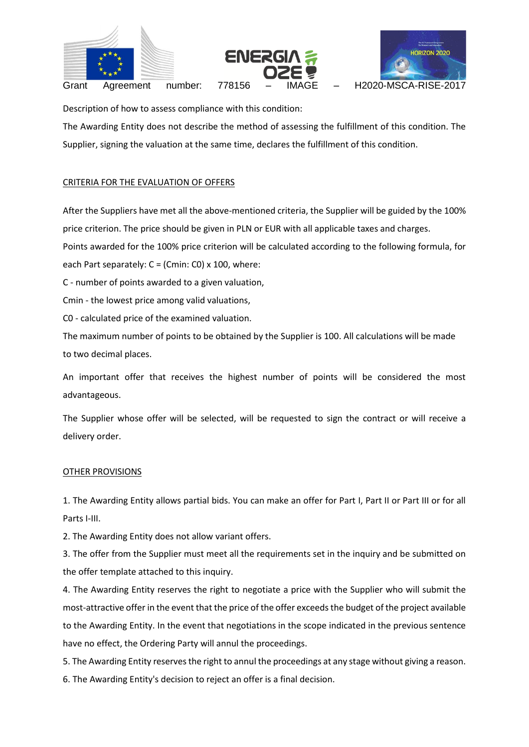Description of how to assess compliance with this condition:

The Awarding Entity does not describe the method of assessing the fulfillment of this condition. The Supplier, signing the valuation at the same time, declares the fulfillment of this condition.

## CRITERIA FOR THE EVALUATION OF OFFERS

After the Suppliers have met all the above-mentioned criteria, the Supplier will be guided by the 100% price criterion. The price should be given in PLN or EUR with all applicable taxes and charges.

Points awarded for the 100% price criterion will be calculated according to the following formula, for each Part separately: $C = (Cmin: C0) \times 100$, where:

C - number of points awarded to a given valuation,

Cmin - the lowest price among valid valuations,

C0 - calculated price of the examined valuation.

The maximum number of points to be obtained by the Supplier is 100. All calculations will be made to two decimal places.

An important offer that receives the highest number of points will be considered the most advantageous.

The Supplier whose offer will be selected, will be requested to sign the contract or will receive a delivery order.

## OTHER PROVISIONS

1. The Awarding Entity allows partial bids. You can make an offer for Part I, Part II or Part III or for all Parts I-III.
2. The Awarding Entity does not allow variant offers.
3. The offer from the Supplier must meet all the requirements set in the inquiry and be submitted on the offer template attached to this inquiry.
4. The Awarding Entity reserves the right to negotiate a price with the Supplier who will submit the most-attractive offer in the event that the price of the offer exceeds the budget of the project available to the Awarding Entity. In the event that negotiations in the scope indicated in the previous sentence have no effect, the Ordering Party will annul the proceedings.
5. The Awarding Entity reserves the right to annul the proceedings at any stage without giving a reason.
6. The Awarding Entity's decision to reject an offer is a final decision.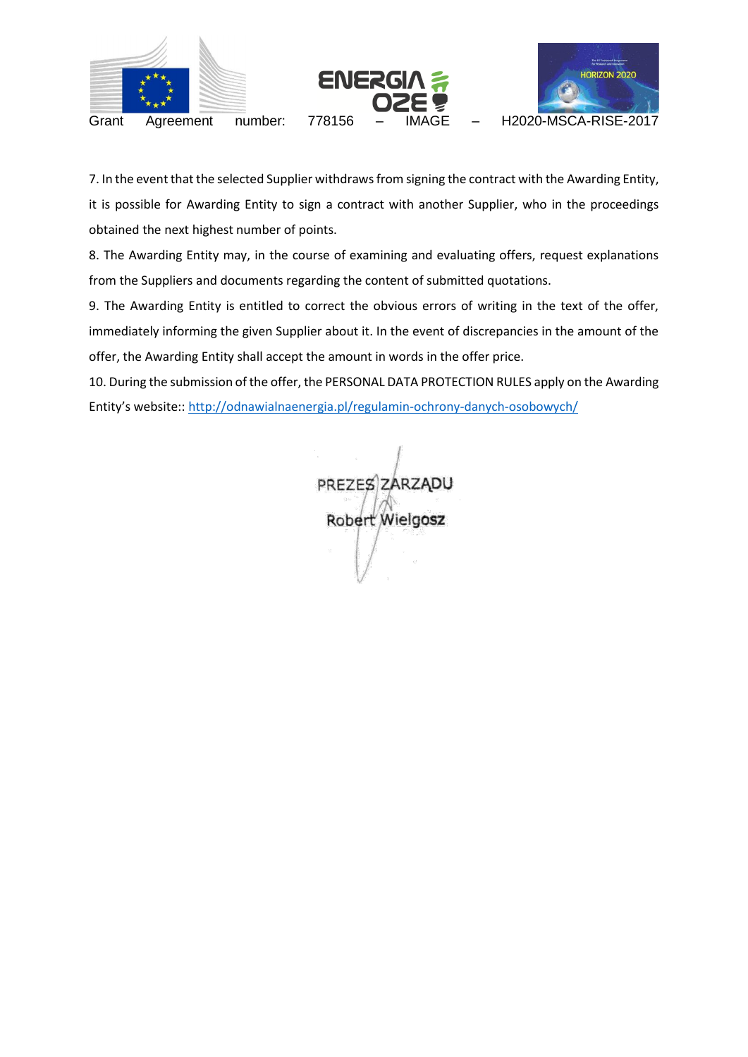7. In the event that the selected Supplier withdraws from signing the contract with the Awarding Entity, it is possible for Awarding Entity to sign a contract with another Supplier, who in the proceedings obtained the next highest number of points.

8. The Awarding Entity may, in the course of examining and evaluating offers, request explanations from the Suppliers and documents regarding the content of submitted quotations.

9. The Awarding Entity is entitled to correct the obvious errors of writing in the text of the offer, immediately informing the given Supplier about it. In the event of discrepancies in the amount of the offer, the Awarding Entity shall accept the amount in words in the offer price.

10. During the submission of the offer, the PERSONAL DATA PROTECTION RULES apply on the Awarding Entity's website:: http://odnawialnaenergia.pl/regulamin-ochrony-danych-osobowych/

PREZES ZARZĄDU

Robert Wielgosz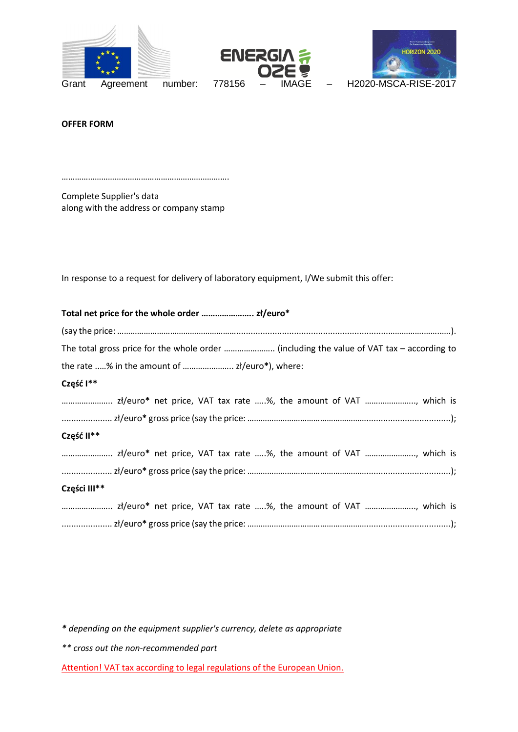Grant Agreement number: 778156 – IMAGE – H2020-MSCA-RISE-2017

**OFFER FORM**

…………………………………………………………………

Complete Supplier's data
along with the address or company stamp

In response to a request for delivery of laboratory equipment, I/We submit this offer:

**Total net price for the whole order ………………….. zł/euro***

(say the price: ………………………………………………………………………………………………………………………………………).

The total gross price for the whole order ………………….. (including the value of VAT tax – according to the rate …..% in the amount of ………………….. zł/euro*), where:

**Część I****

………………….. zł/euro* net price, VAT tax rate …..%, the amount of VAT ………………….., which is ………………… zł/euro* gross price (say the price: ………………………………………………………………………………………);

**Część II****

………………….. zł/euro* net price, VAT tax rate …..%, the amount of VAT ………………….., which is ………………… zł/euro* gross price (say the price: ………………………………………………………………………………………);

**Części III****

………………….. zł/euro* net price, VAT tax rate …..%, the amount of VAT ………………….., which is ………………… zł/euro* gross price (say the price: ………………………………………………………………………………………);

*\* depending on the equipment supplier's currency, delete as appropriate*

*\*\* cross out the non-recommended part*

Attention! VAT tax according to legal regulations of the European Union.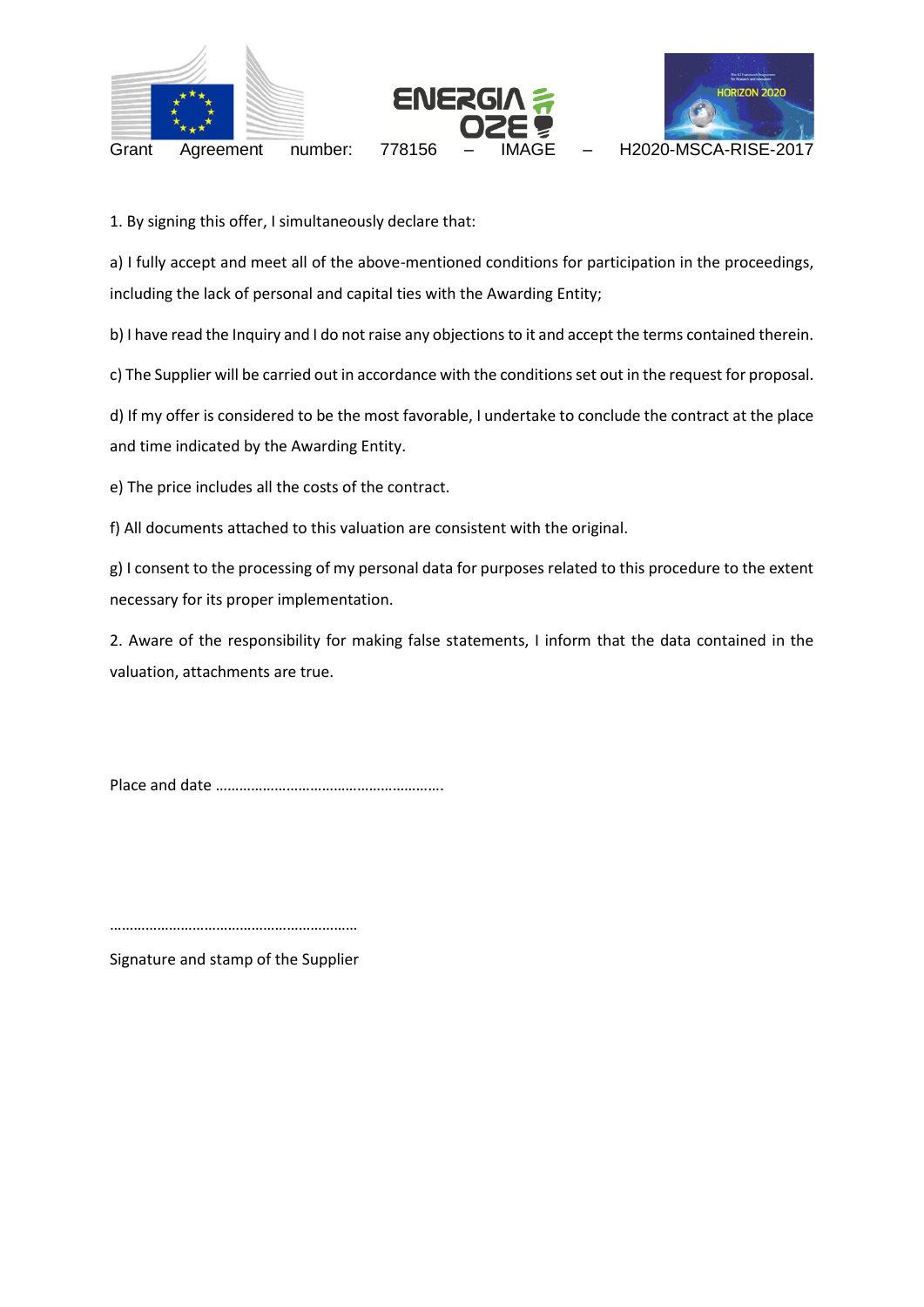1. By signing this offer, I simultaneously declare that:

a) I fully accept and meet all of the above-mentioned conditions for participation in the proceedings, including the lack of personal and capital ties with the Awarding Entity;

b) I have read the Inquiry and I do not raise any objections to it and accept the terms contained therein.

c) The Supplier will be carried out in accordance with the conditions set out in the request for proposal.

d) If my offer is considered to be the most favorable, I undertake to conclude the contract at the place and time indicated by the Awarding Entity.

e) The price includes all the costs of the contract.

f) All documents attached to this valuation are consistent with the original.

g) I consent to the processing of my personal data for purposes related to this procedure to the extent necessary for its proper implementation.

2. Aware of the responsibility for making false statements, I inform that the data contained in the valuation, attachments are true.

Place and date ………………………………………………….

……………………………………………………

Signature and stamp of the Supplier